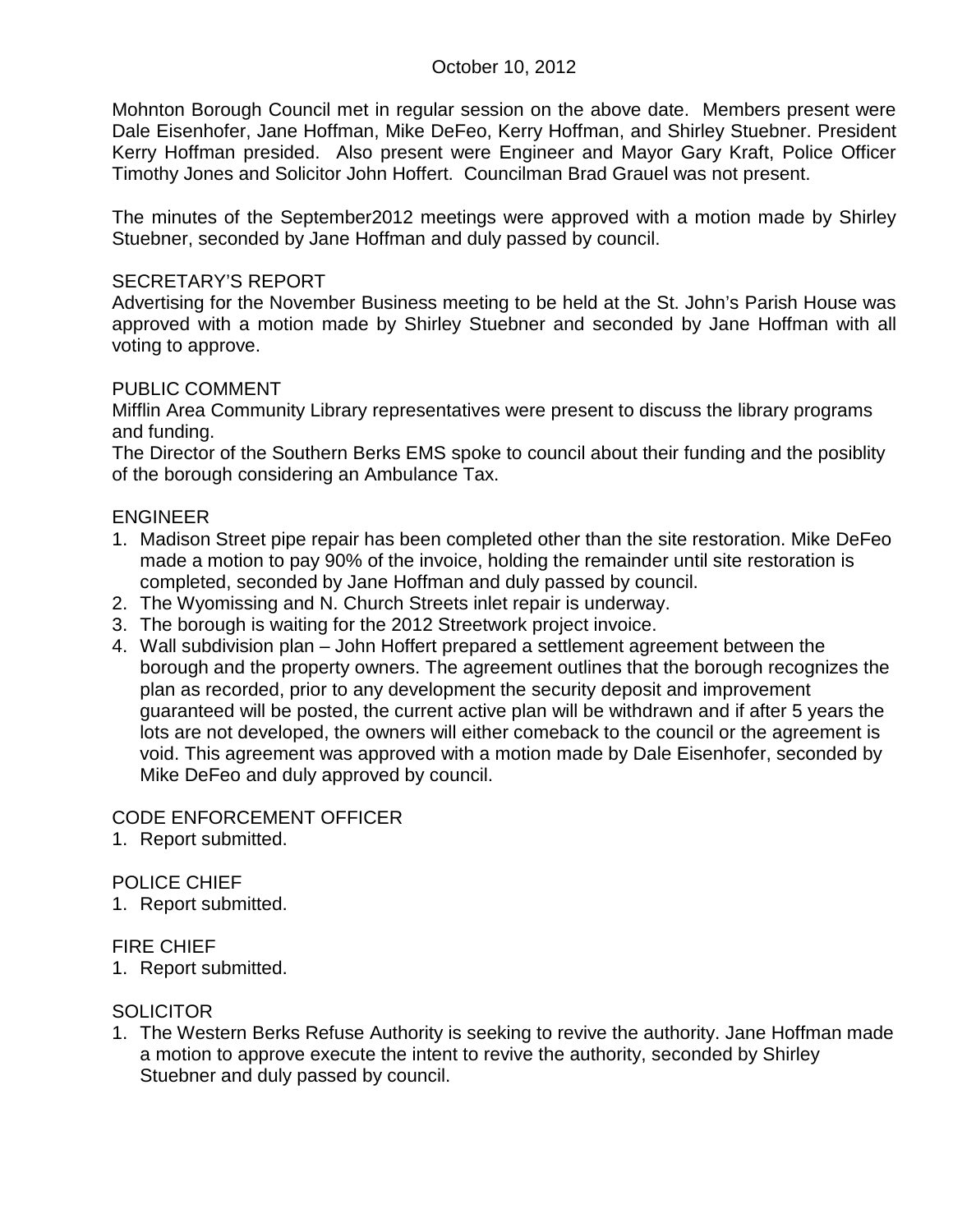October 10, 2012

Mohnton Borough Council met in regular session on the above date. Members present were Dale Eisenhofer, Jane Hoffman, Mike DeFeo, Kerry Hoffman, and Shirley Stuebner. President Kerry Hoffman presided. Also present were Engineer and Mayor Gary Kraft, Police Officer Timothy Jones and Solicitor John Hoffert. Councilman Brad Grauel was not present.

The minutes of the September2012 meetings were approved with a motion made by Shirley Stuebner, seconded by Jane Hoffman and duly passed by council.

## SECRETARY'S REPORT

Advertising for the November Business meeting to be held at the St. John's Parish House was approved with a motion made by Shirley Stuebner and seconded by Jane Hoffman with all voting to approve.

## PUBLIC COMMENT

Mifflin Area Community Library representatives were present to discuss the library programs and funding.

The Director of the Southern Berks EMS spoke to council about their funding and the posiblity of the borough considering an Ambulance Tax.

## ENGINEER

1. Madison Street pipe repair has been completed other than the site restoration. Mike DeFeo made a motion to pay 90% of the invoice, holding the remainder until site restoration is completed, seconded by Jane Hoffman and duly passed by council.
2. The Wyomissing and N. Church Streets inlet repair is underway.
3. The borough is waiting for the 2012 Streetwork project invoice.
4. Wall subdivision plan – John Hoffert prepared a settlement agreement between the borough and the property owners. The agreement outlines that the borough recognizes the plan as recorded, prior to any development the security deposit and improvement guaranteed will be posted, the current active plan will be withdrawn and if after 5 years the lots are not developed, the owners will either comeback to the council or the agreement is void. This agreement was approved with a motion made by Dale Eisenhofer, seconded by Mike DeFeo and duly approved by council.

## CODE ENFORCEMENT OFFICER

1. Report submitted.

## POLICE CHIEF

1. Report submitted.

## FIRE CHIEF

1. Report submitted.

## SOLICITOR

1. The Western Berks Refuse Authority is seeking to revive the authority. Jane Hoffman made a motion to approve execute the intent to revive the authority, seconded by Shirley Stuebner and duly passed by council.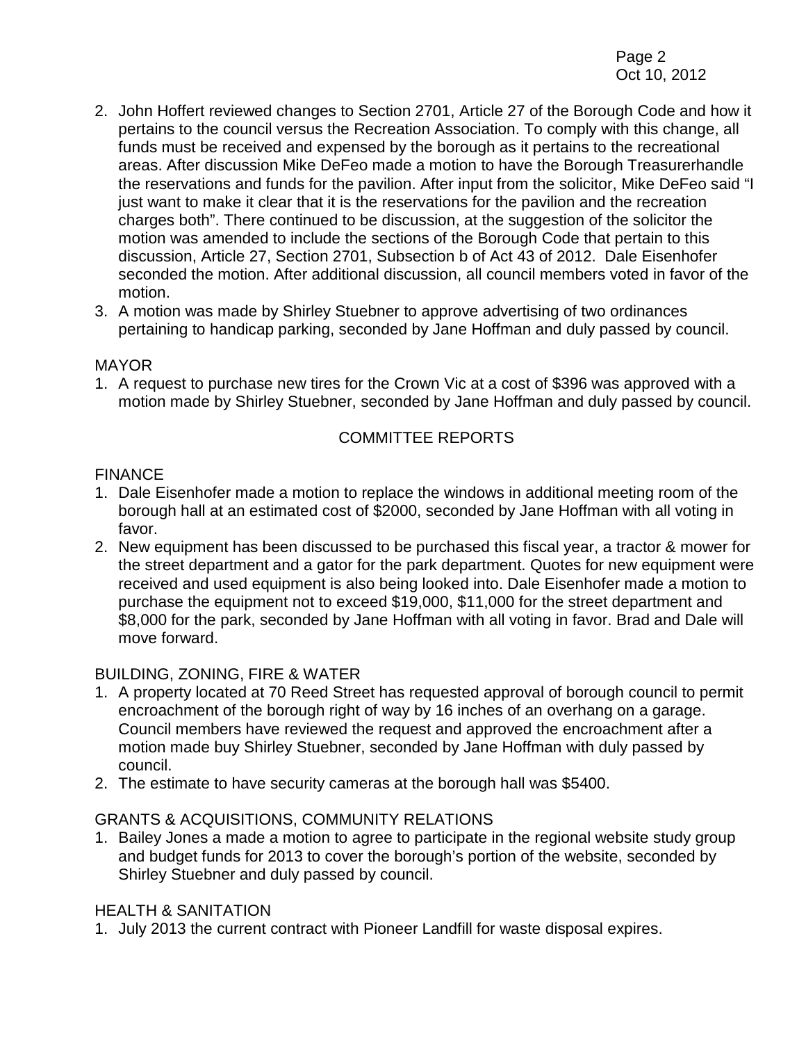2. John Hoffert reviewed changes to Section 2701, Article 27 of the Borough Code and how it pertains to the council versus the Recreation Association. To comply with this change, all funds must be received and expensed by the borough as it pertains to the recreational areas. After discussion Mike DeFeo made a motion to have the Borough Treasurerhandle the reservations and funds for the pavilion. After input from the solicitor, Mike DeFeo said "I just want to make it clear that it is the reservations for the pavilion and the recreation charges both". There continued to be discussion, at the suggestion of the solicitor the motion was amended to include the sections of the Borough Code that pertain to this discussion, Article 27, Section 2701, Subsection b of Act 43 of 2012. Dale Eisenhofer seconded the motion. After additional discussion, all council members voted in favor of the motion.
3. A motion was made by Shirley Stuebner to approve advertising of two ordinances pertaining to handicap parking, seconded by Jane Hoffman and duly passed by council.

MAYOR

1. A request to purchase new tires for the Crown Vic at a cost of $396 was approved with a motion made by Shirley Stuebner, seconded by Jane Hoffman and duly passed by council.

## COMMITTEE REPORTS

FINANCE

1. Dale Eisenhofer made a motion to replace the windows in additional meeting room of the borough hall at an estimated cost of $2000, seconded by Jane Hoffman with all voting in favor.
2. New equipment has been discussed to be purchased this fiscal year, a tractor & mower for the street department and a gator for the park department. Quotes for new equipment were received and used equipment is also being looked into. Dale Eisenhofer made a motion to purchase the equipment not to exceed $19,000, $11,000 for the street department and $8,000 for the park, seconded by Jane Hoffman with all voting in favor. Brad and Dale will move forward.

BUILDING, ZONING, FIRE & WATER

1. A property located at 70 Reed Street has requested approval of borough council to permit encroachment of the borough right of way by 16 inches of an overhang on a garage. Council members have reviewed the request and approved the encroachment after a motion made buy Shirley Stuebner, seconded by Jane Hoffman with duly passed by council.
2. The estimate to have security cameras at the borough hall was $5400.

GRANTS & ACQUISITIONS, COMMUNITY RELATIONS

1. Bailey Jones a made a motion to agree to participate in the regional website study group and budget funds for 2013 to cover the borough's portion of the website, seconded by Shirley Stuebner and duly passed by council.

HEALTH & SANITATION

1. July 2013 the current contract with Pioneer Landfill for waste disposal expires.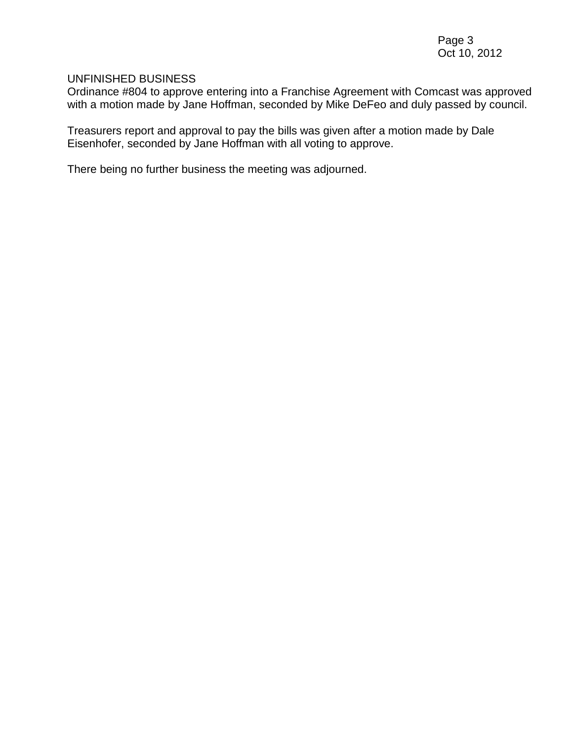UNFINISHED BUSINESS

Ordinance #804 to approve entering into a Franchise Agreement with Comcast was approved with a motion made by Jane Hoffman, seconded by Mike DeFeo and duly passed by council.

Treasurers report and approval to pay the bills was given after a motion made by Dale Eisenhofer, seconded by Jane Hoffman with all voting to approve.

There being no further business the meeting was adjourned.